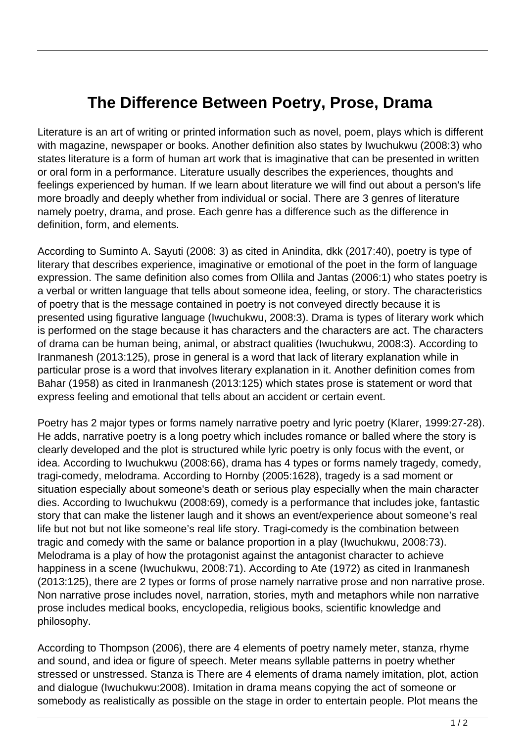# The Difference Between Poetry, Prose, Drama

Literature is an art of writing or printed information such as novel, poem, plays which is different with magazine, newspaper or books. Another definition also states by Iwuchukwu (2008:3) who states literature is a form of human art work that is imaginative that can be presented in written or oral form in a performance. Literature usually describes the experiences, thoughts and feelings experienced by human. If we learn about literature we will find out about a person's life more broadly and deeply whether from individual or social. There are 3 genres of literature namely poetry, drama, and prose. Each genre has a difference such as the difference in definition, form, and elements.

According to Suminto A. Sayuti (2008: 3) as cited in Anindita, dkk (2017:40), poetry is type of literary that describes experience, imaginative or emotional of the poet in the form of language expression. The same definition also comes from Ollila and Jantas (2006:1) who states poetry is a verbal or written language that tells about someone idea, feeling, or story. The characteristics of poetry that is the message contained in poetry is not conveyed directly because it is presented using figurative language (Iwuchukwu, 2008:3). Drama is types of literary work which is performed on the stage because it has characters and the characters are act. The characters of drama can be human being, animal, or abstract qualities (Iwuchukwu, 2008:3). According to Iranmanesh (2013:125), prose in general is a word that lack of literary explanation while in particular prose is a word that involves literary explanation in it. Another definition comes from Bahar (1958) as cited in Iranmanesh (2013:125) which states prose is statement or word that express feeling and emotional that tells about an accident or certain event.

Poetry has 2 major types or forms namely narrative poetry and lyric poetry (Klarer, 1999:27-28). He adds, narrative poetry is a long poetry which includes romance or balled where the story is clearly developed and the plot is structured while lyric poetry is only focus with the event, or idea. According to Iwuchukwu (2008:66), drama has 4 types or forms namely tragedy, comedy, tragi-comedy, melodrama. According to Hornby (2005:1628), tragedy is a sad moment or situation especially about someone's death or serious play especially when the main character dies. According to Iwuchukwu (2008:69), comedy is a performance that includes joke, fantastic story that can make the listener laugh and it shows an event/experience about someone's real life but not but not like someone's real life story. Tragi-comedy is the combination between tragic and comedy with the same or balance proportion in a play (Iwuchukwu, 2008:73). Melodrama is a play of how the protagonist against the antagonist character to achieve happiness in a scene (Iwuchukwu, 2008:71). According to Ate (1972) as cited in Iranmanesh (2013:125), there are 2 types or forms of prose namely narrative prose and non narrative prose. Non narrative prose includes novel, narration, stories, myth and metaphors while non narrative prose includes medical books, encyclopedia, religious books, scientific knowledge and philosophy.

According to Thompson (2006), there are 4 elements of poetry namely meter, stanza, rhyme and sound, and idea or figure of speech. Meter means syllable patterns in poetry whether stressed or unstressed. Stanza is There are 4 elements of drama namely imitation, plot, action and dialogue (Iwuchukwu:2008). Imitation in drama means copying the act of someone or somebody as realistically as possible on the stage in order to entertain people. Plot means the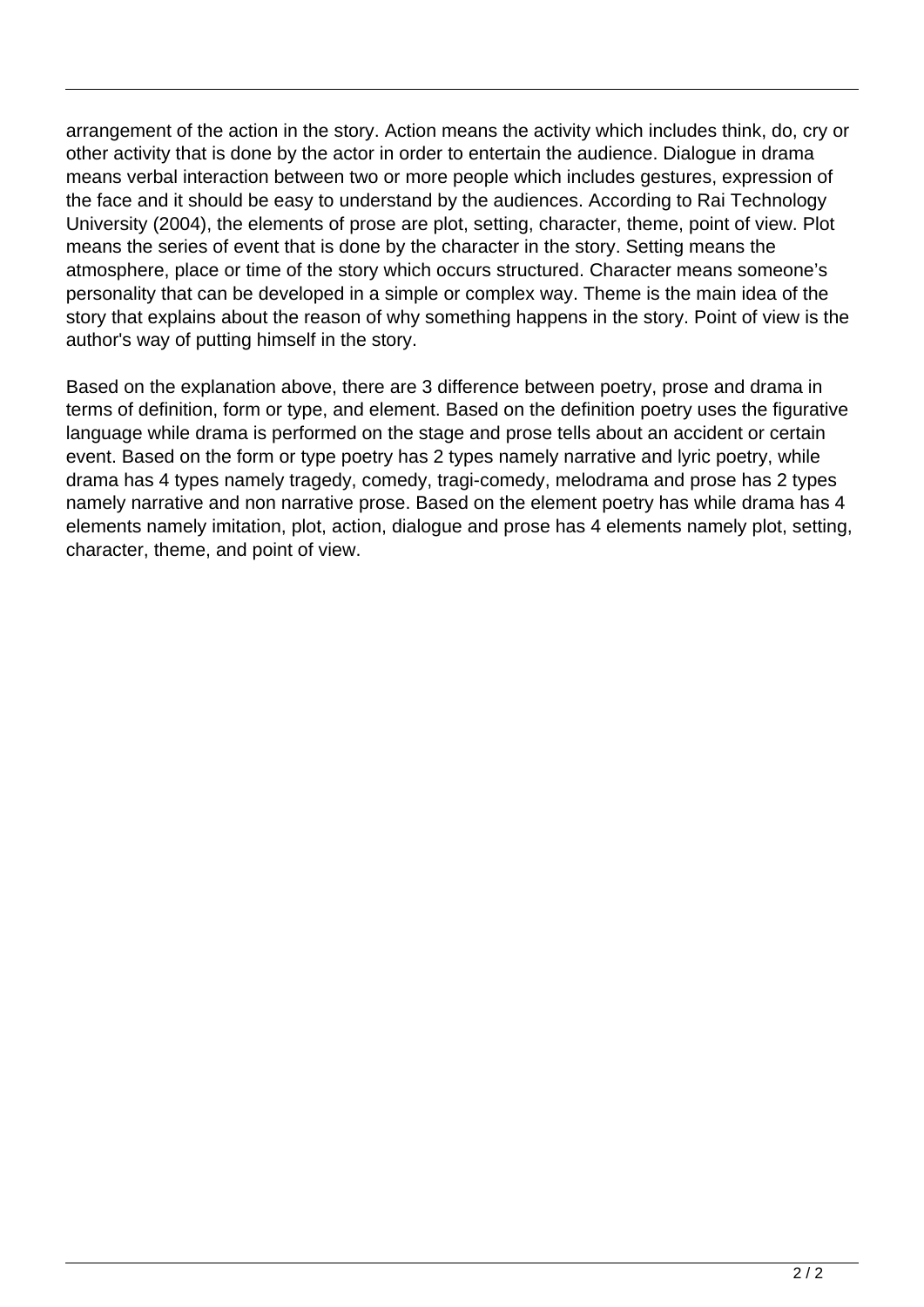arrangement of the action in the story. Action means the activity which includes think, do, cry or other activity that is done by the actor in order to entertain the audience. Dialogue in drama means verbal interaction between two or more people which includes gestures, expression of the face and it should be easy to understand by the audiences. According to Rai Technology University (2004), the elements of prose are plot, setting, character, theme, point of view. Plot means the series of event that is done by the character in the story. Setting means the atmosphere, place or time of the story which occurs structured. Character means someone's personality that can be developed in a simple or complex way. Theme is the main idea of the story that explains about the reason of why something happens in the story. Point of view is the author's way of putting himself in the story.

Based on the explanation above, there are 3 difference between poetry, prose and drama in terms of definition, form or type, and element. Based on the definition poetry uses the figurative language while drama is performed on the stage and prose tells about an accident or certain event. Based on the form or type poetry has 2 types namely narrative and lyric poetry, while drama has 4 types namely tragedy, comedy, tragi-comedy, melodrama and prose has 2 types namely narrative and non narrative prose. Based on the element poetry has while drama has 4 elements namely imitation, plot, action, dialogue and prose has 4 elements namely plot, setting, character, theme, and point of view.